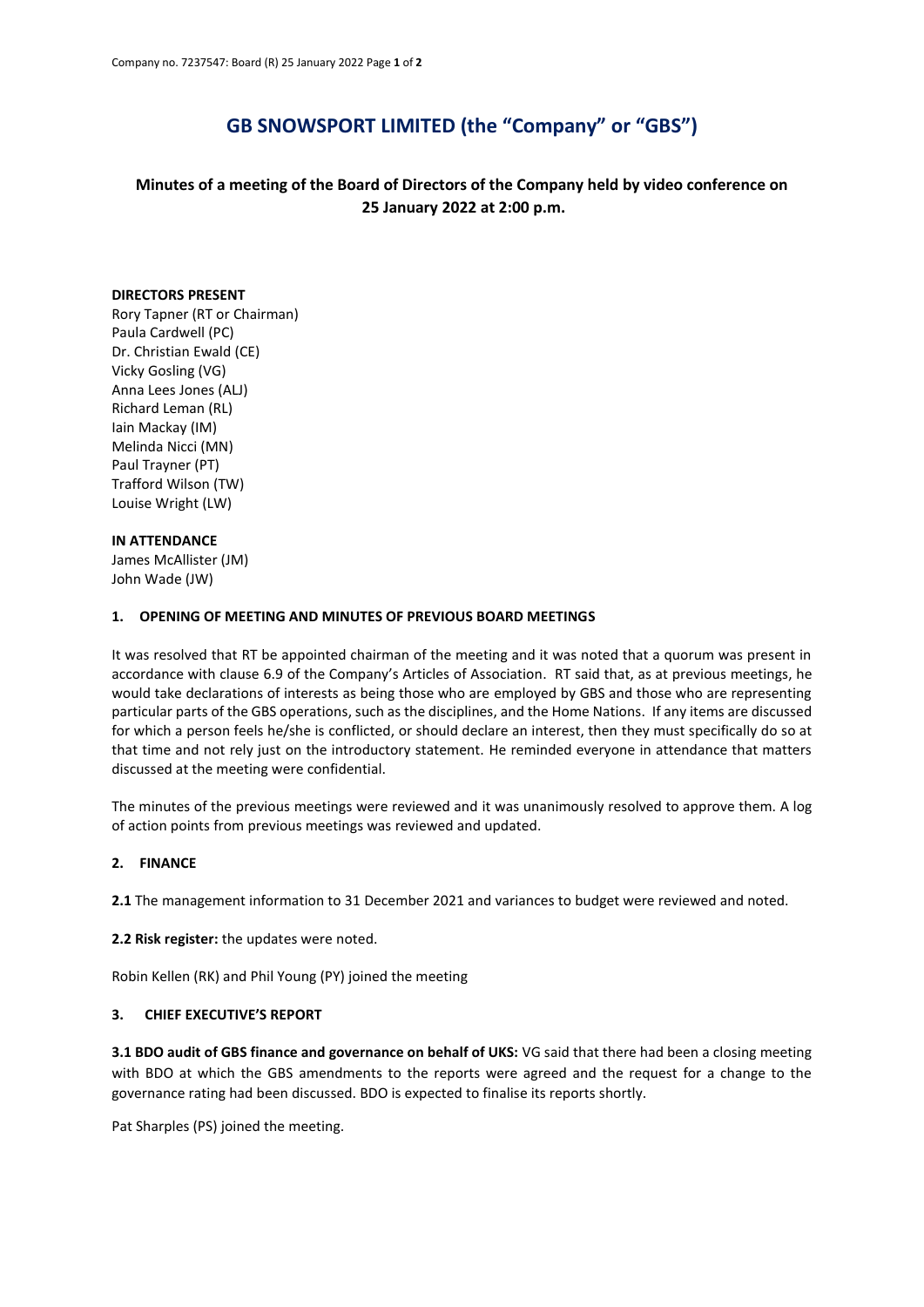# GB SNOWSPORT LIMITED (the "Company" or "GBS")

## Minutes of a meeting of the Board of Directors of the Company held by video conference on 25 January 2022 at 2:00 p.m.

**DIRECTORS PRESENT**
Rory Tapner (RT or Chairman)
Paula Cardwell (PC)
Dr. Christian Ewald (CE)
Vicky Gosling (VG)
Anna Lees Jones (ALJ)
Richard Leman (RL)
Iain Mackay (IM)
Melinda Nicci (MN)
Paul Trayner (PT)
Trafford Wilson (TW)
Louise Wright (LW)

**IN ATTENDANCE**
James McAllister (JM)
John Wade (JW)

### 1. OPENING OF MEETING AND MINUTES OF PREVIOUS BOARD MEETINGS

It was resolved that RT be appointed chairman of the meeting and it was noted that a quorum was present in accordance with clause 6.9 of the Company's Articles of Association. RT said that, as at previous meetings, he would take declarations of interests as being those who are employed by GBS and those who are representing particular parts of the GBS operations, such as the disciplines, and the Home Nations. If any items are discussed for which a person feels he/she is conflicted, or should declare an interest, then they must specifically do so at that time and not rely just on the introductory statement. He reminded everyone in attendance that matters discussed at the meeting were confidential.

The minutes of the previous meetings were reviewed and it was unanimously resolved to approve them. A log of action points from previous meetings was reviewed and updated.

### 2. FINANCE

**2.1** The management information to 31 December 2021 and variances to budget were reviewed and noted.

**2.2 Risk register:** the updates were noted.

Robin Kellen (RK) and Phil Young (PY) joined the meeting

### 3. CHIEF EXECUTIVE'S REPORT

**3.1 BDO audit of GBS finance and governance on behalf of UKS:** VG said that there had been a closing meeting with BDO at which the GBS amendments to the reports were agreed and the request for a change to the governance rating had been discussed. BDO is expected to finalise its reports shortly.

Pat Sharples (PS) joined the meeting.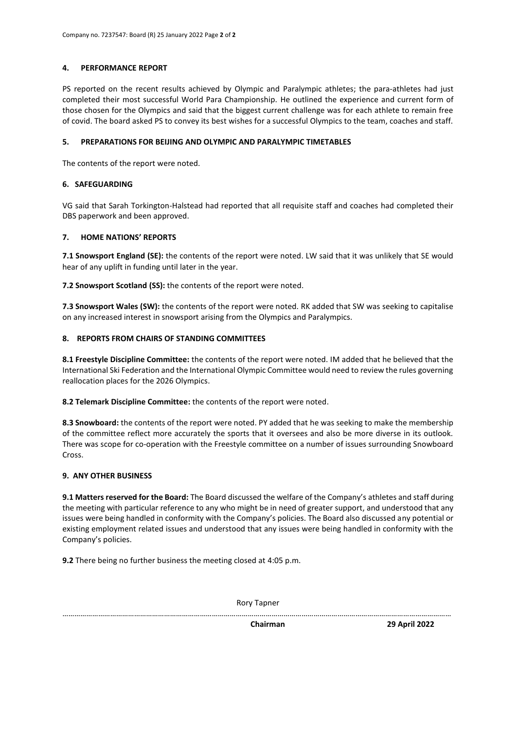#### 4. PERFORMANCE REPORT

PS reported on the recent results achieved by Olympic and Paralympic athletes; the para-athletes had just completed their most successful World Para Championship. He outlined the experience and current form of those chosen for the Olympics and said that the biggest current challenge was for each athlete to remain free of covid. The board asked PS to convey its best wishes for a successful Olympics to the team, coaches and staff.

#### 5. PREPARATIONS FOR BEIJING AND OLYMPIC AND PARALYMPIC TIMETABLES

The contents of the report were noted.

#### 6. SAFEGUARDING

VG said that Sarah Torkington-Halstead had reported that all requisite staff and coaches had completed their DBS paperwork and been approved.

#### 7. HOME NATIONS' REPORTS

**7.1 Snowsport England (SE):** the contents of the report were noted. LW said that it was unlikely that SE would hear of any uplift in funding until later in the year.

**7.2 Snowsport Scotland (SS):** the contents of the report were noted.

**7.3 Snowsport Wales (SW):** the contents of the report were noted. RK added that SW was seeking to capitalise on any increased interest in snowsport arising from the Olympics and Paralympics.

#### 8. REPORTS FROM CHAIRS OF STANDING COMMITTEES

**8.1 Freestyle Discipline Committee:** the contents of the report were noted. IM added that he believed that the International Ski Federation and the International Olympic Committee would need to review the rules governing reallocation places for the 2026 Olympics.

**8.2 Telemark Discipline Committee:** the contents of the report were noted.

**8.3 Snowboard:** the contents of the report were noted. PY added that he was seeking to make the membership of the committee reflect more accurately the sports that it oversees and also be more diverse in its outlook. There was scope for co-operation with the Freestyle committee on a number of issues surrounding Snowboard Cross.

#### 9. ANY OTHER BUSINESS

**9.1 Matters reserved for the Board:** The Board discussed the welfare of the Company's athletes and staff during the meeting with particular reference to any who might be in need of greater support, and understood that any issues were being handled in conformity with the Company's policies. The Board also discussed any potential or existing employment related issues and understood that any issues were being handled in conformity with the Company's policies.

**9.2** There being no further business the meeting closed at 4:05 p.m.

Rory Tapner

…………………………………………………………………………………………………………

**Chairman** **29 April 2022**